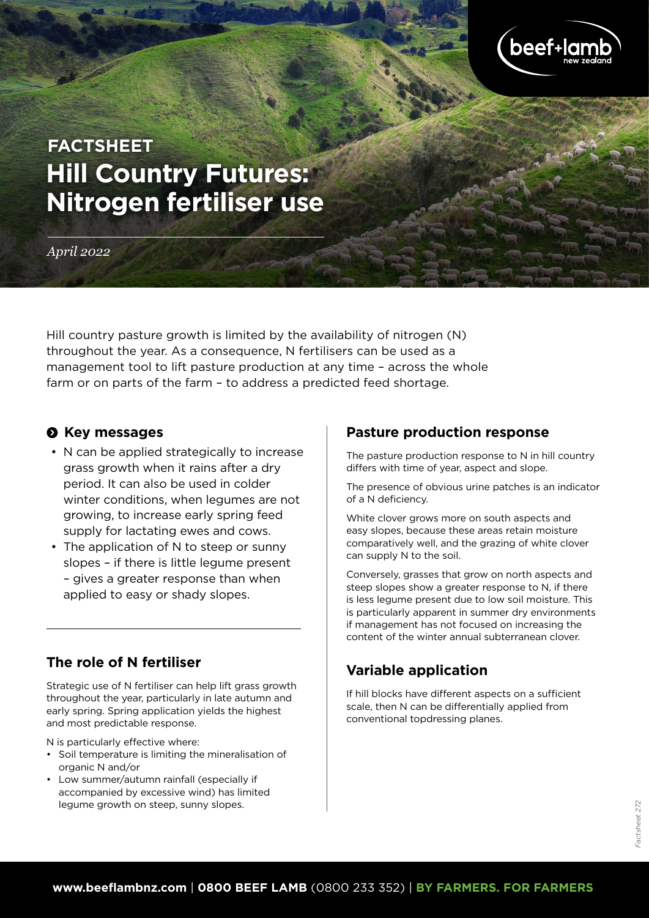FACTSHEET

# Hill Country Futures: Nitrogen fertiliser use

*April 2022*

Hill country pasture growth is limited by the availability of nitrogen (N) throughout the year. As a consequence, N fertilisers can be used as a management tool to lift pasture production at any time – across the whole farm or on parts of the farm – to address a predicted feed shortage.

## Key messages

- N can be applied strategically to increase grass growth when it rains after a dry period. It can also be used in colder winter conditions, when legumes are not growing, to increase early spring feed supply for lactating ewes and cows.
- The application of N to steep or sunny slopes – if there is little legume present – gives a greater response than when applied to easy or shady slopes.

## The role of N fertiliser

Strategic use of N fertiliser can help lift grass growth throughout the year, particularly in late autumn and early spring. Spring application yields the highest and most predictable response.

N is particularly effective where:

- Soil temperature is limiting the mineralisation of organic N and/or
- Low summer/autumn rainfall (especially if accompanied by excessive wind) has limited legume growth on steep, sunny slopes.

## Pasture production response

The pasture production response to N in hill country differs with time of year, aspect and slope.

The presence of obvious urine patches is an indicator of a N deficiency.

White clover grows more on south aspects and easy slopes, because these areas retain moisture comparatively well, and the grazing of white clover can supply N to the soil.

Conversely, grasses that grow on north aspects and steep slopes show a greater response to N, if there is less legume present due to low soil moisture. This is particularly apparent in summer dry environments if management has not focused on increasing the content of the winter annual subterranean clover.

## Variable application

If hill blocks have different aspects on a sufficient scale, then N can be differentially applied from conventional topdressing planes.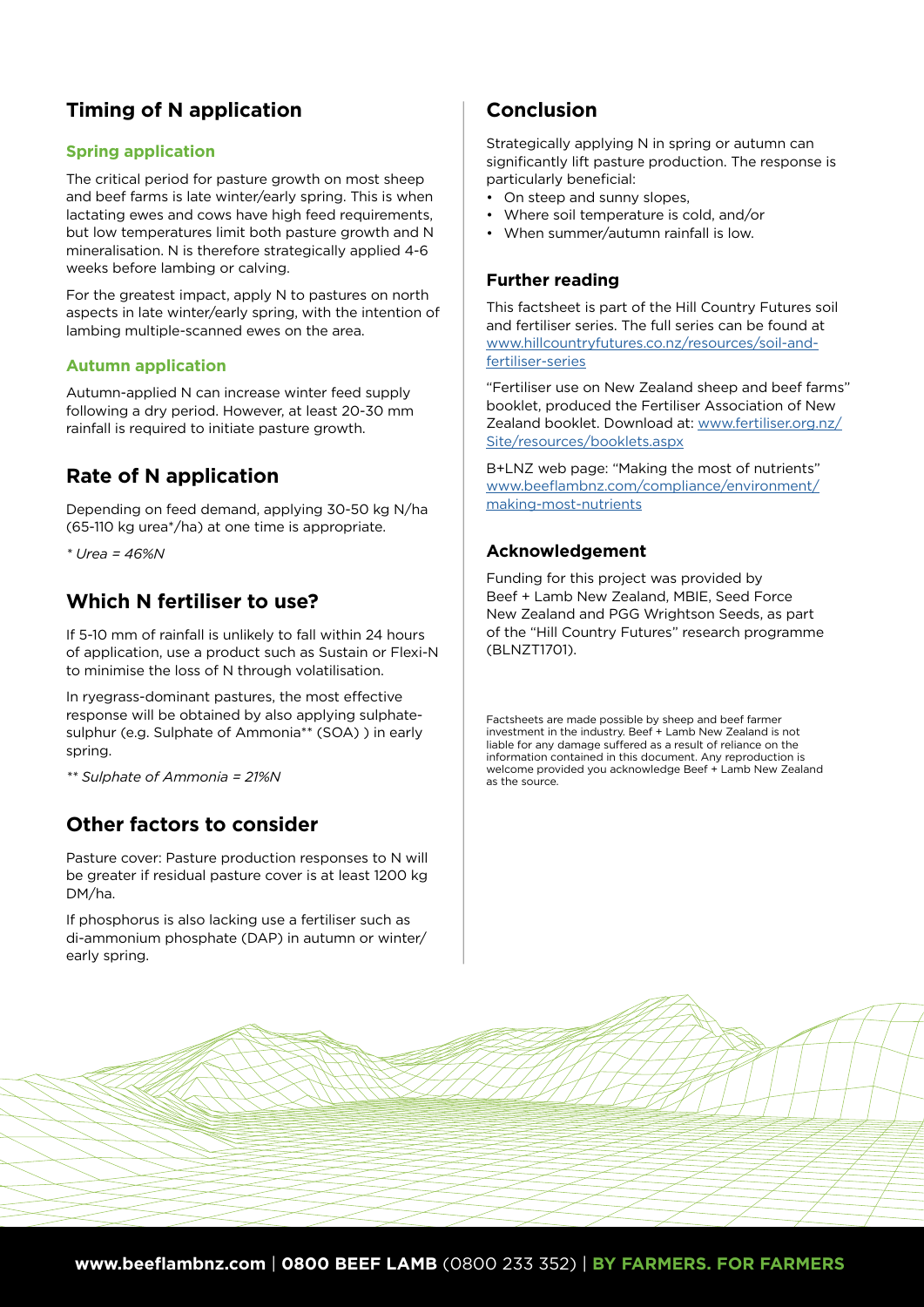## Timing of N application

### Spring application

The critical period for pasture growth on most sheep and beef farms is late winter/early spring. This is when lactating ewes and cows have high feed requirements, but low temperatures limit both pasture growth and N mineralisation. N is therefore strategically applied 4-6 weeks before lambing or calving.

For the greatest impact, apply N to pastures on north aspects in late winter/early spring, with the intention of lambing multiple-scanned ewes on the area.

### Autumn application

Autumn-applied N can increase winter feed supply following a dry period. However, at least 20-30 mm rainfall is required to initiate pasture growth.

## Rate of N application

Depending on feed demand, applying 30-50 kg N/ha (65-110 kg urea*/ha) at one time is appropriate.

*\* Urea = 46%N*

## Which N fertiliser to use?

If 5-10 mm of rainfall is unlikely to fall within 24 hours of application, use a product such as Sustain or Flexi-N to minimise the loss of N through volatilisation.

In ryegrass-dominant pastures, the most effective response will be obtained by also applying sulphate-sulphur (e.g. Sulphate of Ammonia** (SOA) ) in early spring.

*\*\* Sulphate of Ammonia = 21%N*

## Other factors to consider

Pasture cover: Pasture production responses to N will be greater if residual pasture cover is at least 1200 kg DM/ha.

If phosphorus is also lacking use a fertiliser such as di-ammonium phosphate (DAP) in autumn or winter/early spring.

## Conclusion

Strategically applying N in spring or autumn can significantly lift pasture production. The response is particularly beneficial:

- On steep and sunny slopes,
- Where soil temperature is cold, and/or
- When summer/autumn rainfall is low.

### Further reading

This factsheet is part of the Hill Country Futures soil and fertiliser series. The full series can be found at www.hillcountryfutures.co.nz/resources/soil-and-fertiliser-series

"Fertiliser use on New Zealand sheep and beef farms" booklet, produced the Fertiliser Association of New Zealand booklet. Download at: www.fertiliser.org.nz/Site/resources/booklets.aspx

B+LNZ web page: "Making the most of nutrients" www.beeflambnz.com/compliance/environment/making-most-nutrients

### Acknowledgement

Funding for this project was provided by Beef + Lamb New Zealand, MBIE, Seed Force New Zealand and PGG Wrightson Seeds, as part of the "Hill Country Futures" research programme (BLNZT1701).

Factsheets are made possible by sheep and beef farmer investment in the industry. Beef + Lamb New Zealand is not liable for any damage suffered as a result of reliance on the information contained in this document. Any reproduction is welcome provided you acknowledge Beef + Lamb New Zealand as the source.

**www.beeflambnz.com** | **0800 BEEF LAMB** (0800 233 352) | **BY FARMERS. FOR FARMERS**